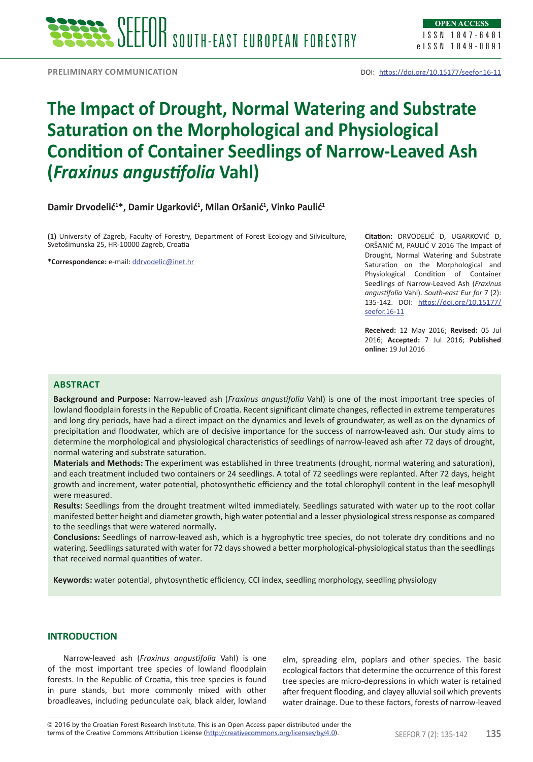PRELIMINARY COMMUNICATION

DOI: https://doi.org/10.15177/seefor.16-11

# The Impact of Drought, Normal Watering and Substrate Saturation on the Morphological and Physiological Condition of Container Seedlings of Narrow-Leaved Ash (*Fraxinus angustifolia* Vahl)

**Damir Drvodelić[1]*, Damir Ugarković[1], Milan Oršanić[1], Vinko Paulić[1]**

**(1)** University of Zagreb, Faculty of Forestry, Department of Forest Ecology and Silviculture, Svetošimunska 25, HR-10000 Zagreb, Croatia

**\*Correspondence:** e-mail: ddrvodelic@inet.hr

**Citation:** DRVODELIĆ D, UGARKOVIĆ D, ORŠANIĆ M, PAULIĆ V 2016 The Impact of Drought, Normal Watering and Substrate Saturation on the Morphological and Physiological Condition of Container Seedlings of Narrow-Leaved Ash (*Fraxinus angustifolia* Vahl). *South-east Eur for* 7 (2): 135-142. DOI: https://doi.org/10.15177/seefor.16-11

**Received:** 12 May 2016; **Revised:** 05 Jul 2016; **Accepted:** 7 Jul 2016; **Published online:** 19 Jul 2016

## ABSTRACT

**Background and Purpose:** Narrow-leaved ash (*Fraxinus angustifolia* Vahl) is one of the most important tree species of lowland floodplain forests in the Republic of Croatia. Recent significant climate changes, reflected in extreme temperatures and long dry periods, have had a direct impact on the dynamics and levels of groundwater, as well as on the dynamics of precipitation and floodwater, which are of decisive importance for the success of narrow-leaved ash. Our study aims to determine the morphological and physiological characteristics of seedlings of narrow-leaved ash after 72 days of drought, normal watering and substrate saturation.

**Materials and Methods:** The experiment was established in three treatments (drought, normal watering and saturation), and each treatment included two containers or 24 seedlings. A total of 72 seedlings were replanted. After 72 days, height growth and increment, water potential, photosynthetic efficiency and the total chlorophyll content in the leaf mesophyll were measured.

**Results:** Seedlings from the drought treatment wilted immediately. Seedlings saturated with water up to the root collar manifested better height and diameter growth, high water potential and a lesser physiological stress response as compared to the seedlings that were watered normally**.**

**Conclusions:** Seedlings of narrow-leaved ash, which is a hygrophytic tree species, do not tolerate dry conditions and no watering. Seedlings saturated with water for 72 days showed a better morphological-physiological status than the seedlings that received normal quantities of water.

**Keywords:** water potential, phytosynthetic efficiency, CCI index, seedling morphology, seedling physiology

## INTRODUCTION

Narrow-leaved ash (*Fraxinus angustifolia* Vahl) is one of the most important tree species of lowland floodplain forests. In the Republic of Croatia, this tree species is found in pure stands, but more commonly mixed with other broadleaves, including pedunculate oak, black alder, lowland elm, spreading elm, poplars and other species. The basic ecological factors that determine the occurrence of this forest tree species are micro-depressions in which water is retained after frequent flooding, and clayey alluvial soil which prevents water drainage. Due to these factors, forests of narrow-leaved

© 2016 by the Croatian Forest Research Institute. This is an Open Access paper distributed under the terms of the Creative Commons Attribution License (http://creativecommons.org/licenses/by/4.0).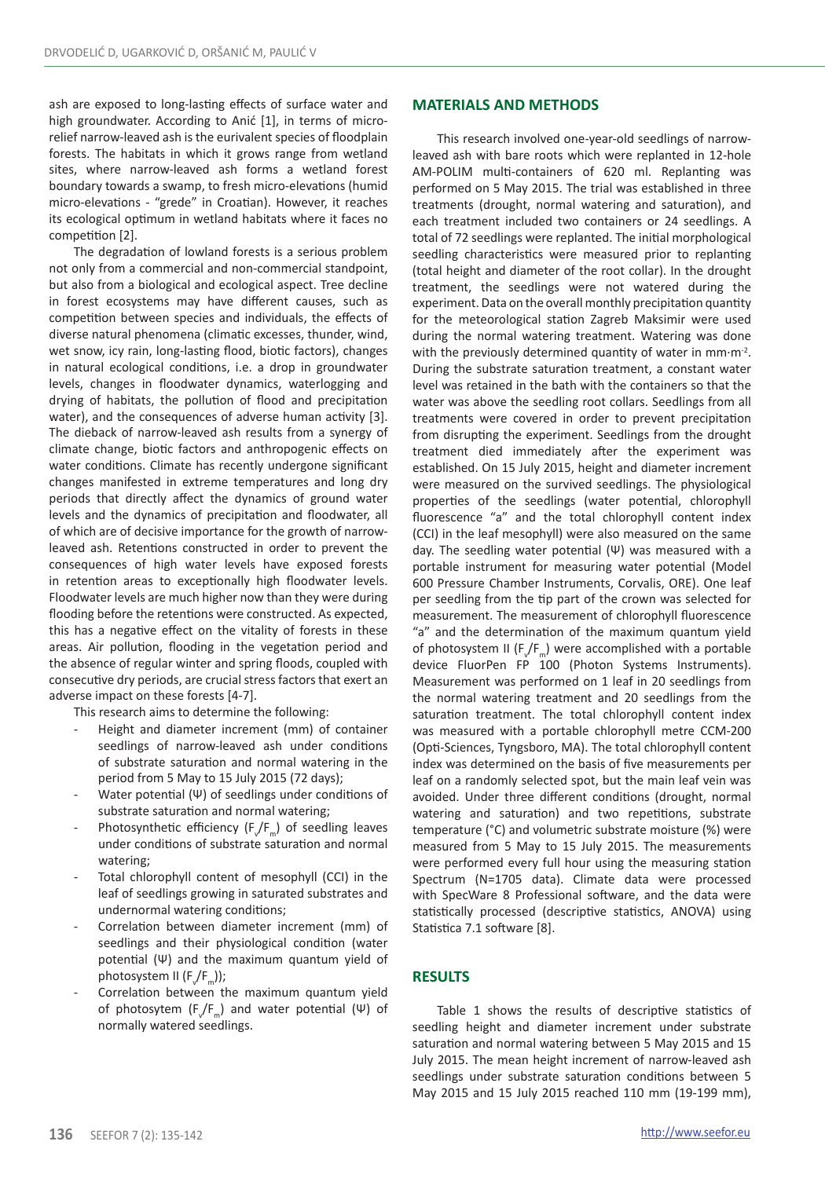ash are exposed to long-lasting effects of surface water and high groundwater. According to Anić [1], in terms of micro-relief narrow-leaved ash is the eurivalent species of floodplain forests. The habitats in which it grows range from wetland sites, where narrow-leaved ash forms a wetland forest boundary towards a swamp, to fresh micro-elevations (humid micro-elevations - "grede" in Croatian). However, it reaches its ecological optimum in wetland habitats where it faces no competition [2].

The degradation of lowland forests is a serious problem not only from a commercial and non-commercial standpoint, but also from a biological and ecological aspect. Tree decline in forest ecosystems may have different causes, such as competition between species and individuals, the effects of diverse natural phenomena (climatic excesses, thunder, wind, wet snow, icy rain, long-lasting flood, biotic factors), changes in natural ecological conditions, i.e. a drop in groundwater levels, changes in floodwater dynamics, waterlogging and drying of habitats, the pollution of flood and precipitation water), and the consequences of adverse human activity [3]. The dieback of narrow-leaved ash results from a synergy of climate change, biotic factors and anthropogenic effects on water conditions. Climate has recently undergone significant changes manifested in extreme temperatures and long dry periods that directly affect the dynamics of ground water levels and the dynamics of precipitation and floodwater, all of which are of decisive importance for the growth of narrow-leaved ash. Retentions constructed in order to prevent the consequences of high water levels have exposed forests in retention areas to exceptionally high floodwater levels. Floodwater levels are much higher now than they were during flooding before the retentions were constructed. As expected, this has a negative effect on the vitality of forests in these areas. Air pollution, flooding in the vegetation period and the absence of regular winter and spring floods, coupled with consecutive dry periods, are crucial stress factors that exert an adverse impact on these forests [4-7].

This research aims to determine the following:

- Height and diameter increment (mm) of container seedlings of narrow-leaved ash under conditions of substrate saturation and normal watering in the period from 5 May to 15 July 2015 (72 days);
- Water potential (Ψ) of seedlings under conditions of substrate saturation and normal watering;
- Photosynthetic efficiency ($F_v/F_m$) of seedling leaves under conditions of substrate saturation and normal watering;
- Total chlorophyll content of mesophyll (CCI) in the leaf of seedlings growing in saturated substrates and undernormal watering conditions;
- Correlation between diameter increment (mm) of seedlings and their physiological condition (water potential (Ψ) and the maximum quantum yield of photosystem II ($F_v/F_m$));
- Correlation between the maximum quantum yield of photosytem ($F_v/F_m$) and water potential (Ψ) of normally watered seedlings.

## MATERIALS AND METHODS

This research involved one-year-old seedlings of narrow-leaved ash with bare roots which were replanted in 12-hole AM-POLIM multi-containers of 620 ml. Replanting was performed on 5 May 2015. The trial was established in three treatments (drought, normal watering and saturation), and each treatment included two containers or 24 seedlings. A total of 72 seedlings were replanted. The initial morphological seedling characteristics were measured prior to replanting (total height and diameter of the root collar). In the drought treatment, the seedlings were not watered during the experiment. Data on the overall monthly precipitation quantity for the meteorological station Zagreb Maksimir were used during the normal watering treatment. Watering was done with the previously determined quantity of water in $mm \cdot m^{-2}$. During the substrate saturation treatment, a constant water level was retained in the bath with the containers so that the water was above the seedling root collars. Seedlings from all treatments were covered in order to prevent precipitation from disrupting the experiment. Seedlings from the drought treatment died immediately after the experiment was established. On 15 July 2015, height and diameter increment were measured on the survived seedlings. The physiological properties of the seedlings (water potential, chlorophyll fluorescence "a" and the total chlorophyll content index (CCI) in the leaf mesophyll) were also measured on the same day. The seedling water potential (Ψ) was measured with a portable instrument for measuring water potential (Model 600 Pressure Chamber Instruments, Corvalis, ORE). One leaf per seedling from the tip part of the crown was selected for measurement. The measurement of chlorophyll fluorescence "a" and the determination of the maximum quantum yield of photosystem II ($F_v/F_m$) were accomplished with a portable device FluorPen FP 100 (Photon Systems Instruments). Measurement was performed on 1 leaf in 20 seedlings from the normal watering treatment and 20 seedlings from the saturation treatment. The total chlorophyll content index was measured with a portable chlorophyll metre CCM-200 (Opti-Sciences, Tyngsboro, MA). The total chlorophyll content index was determined on the basis of five measurements per leaf on a randomly selected spot, but the main leaf vein was avoided. Under three different conditions (drought, normal watering and saturation) and two repetitions, substrate temperature (°C) and volumetric substrate moisture (%) were measured from 5 May to 15 July 2015. The measurements were performed every full hour using the measuring station Spectrum (N=1705 data). Climate data were processed with SpecWare 8 Professional software, and the data were statistically processed (descriptive statistics, ANOVA) using Statistica 7.1 software [8].

## RESULTS

Table 1 shows the results of descriptive statistics of seedling height and diameter increment under substrate saturation and normal watering between 5 May 2015 and 15 July 2015. The mean height increment of narrow-leaved ash seedlings under substrate saturation conditions between 5 May 2015 and 15 July 2015 reached 110 mm (19-199 mm),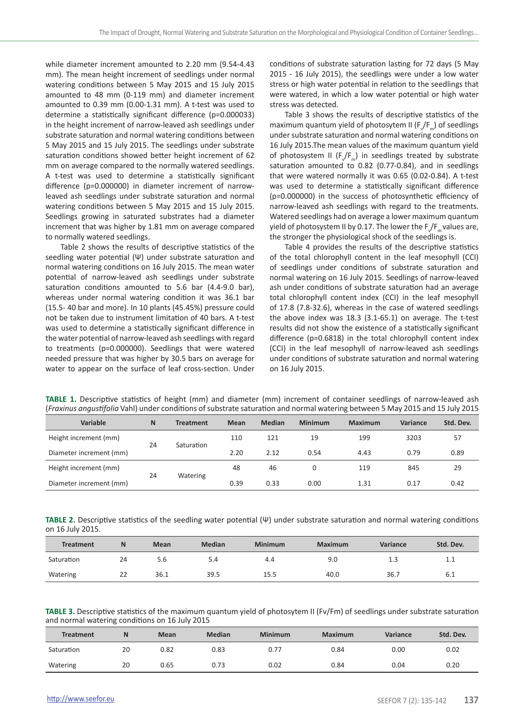while diameter increment amounted to 2.20 mm (9.54-4.43 mm). The mean height increment of seedlings under normal watering conditions between 5 May 2015 and 15 July 2015 amounted to 48 mm (0-119 mm) and diameter increment amounted to 0.39 mm (0.00-1.31 mm). A t-test was used to determine a statistically significant difference (p=0.000033) in the height increment of narrow-leaved ash seedlings under substrate saturation and normal watering conditions between 5 May 2015 and 15 July 2015. The seedlings under substrate saturation conditions showed better height increment of 62 mm on average compared to the normally watered seedlings. A t-test was used to determine a statistically significant difference (p=0.000000) in diameter increment of narrow-leaved ash seedlings under substrate saturation and normal watering conditions between 5 May 2015 and 15 July 2015. Seedlings growing in saturated substrates had a diameter increment that was higher by 1.81 mm on average compared to normally watered seedlings.

Table 2 shows the results of descriptive statistics of the seedling water potential (Ψ) under substrate saturation and normal watering conditions on 16 July 2015. The mean water potential of narrow-leaved ash seedlings under substrate saturation conditions amounted to 5.6 bar (4.4-9.0 bar), whereas under normal watering condition it was 36.1 bar (15.5- 40 bar and more). In 10 plants (45.45%) pressure could not be taken due to instrument limitation of 40 bars. A t-test was used to determine a statistically significant difference in the water potential of narrow-leaved ash seedlings with regard to treatments (p=0.000000). Seedlings that were watered needed pressure that was higher by 30.5 bars on average for water to appear on the surface of leaf cross-section. Under conditions of substrate saturation lasting for 72 days (5 May 2015 - 16 July 2015), the seedlings were under a low water stress or high water potential in relation to the seedlings that were watered, in which a low water potential or high water stress was detected.

Table 3 shows the results of descriptive statistics of the maximum quantum yield of photosytem II ($F_v/F_m$) of seedlings under substrate saturation and normal watering conditions on 16 July 2015.The mean values of the maximum quantum yield of photosystem II ($F_v/F_m$) in seedlings treated by substrate saturation amounted to 0.82 (0.77-0.84), and in seedlings that were watered normally it was 0.65 (0.02-0.84). A t-test was used to determine a statistically significant difference (p=0.000000) in the success of photosynthetic efficiency of narrow-leaved ash seedlings with regard to the treatments. Watered seedlings had on average a lower maximum quantum yield of photosystem II by 0.17. The lower the $F_v/F_m$ values are, the stronger the physiological shock of the seedlings is.

Table 4 provides the results of the descriptive statistics of the total chlorophyll content in the leaf mesophyll (CCI) of seedlings under conditions of substrate saturation and normal watering on 16 July 2015. Seedlings of narrow-leaved ash under conditions of substrate saturation had an average total chlorophyll content index (CCI) in the leaf mesophyll of 17.8 (7.8-32.6), whereas in the case of watered seedlings the above index was 18.3 (3.1-65.1) on average. The t-test results did not show the existence of a statistically significant difference (p=0.6818) in the total chlorophyll content index (CCI) in the leaf mesophyll of narrow-leaved ash seedlings under conditions of substrate saturation and normal watering on 16 July 2015.

**TABLE 1.** Descriptive statistics of height (mm) and diameter (mm) increment of container seedlings of narrow-leaved ash (*Fraxinus angustifolia* Vahl) under conditions of substrate saturation and normal watering between 5 May 2015 and 15 July 2015

| Variable | N | Treatment | Mean | Median | Minimum | Maximum | Variance | Std. Dev. |
|---|---|---|---|---|---|---|---|---|
| Height increment (mm) | 24 | Saturation | 110 | 121 | 19 | 199 | 3203 | 57 |
| Diameter increment (mm) | | | 2.20 | 2.12 | 0.54 | 4.43 | 0.79 | 0.89 |
| Height increment (mm) | 24 | Watering | 48 | 46 | 0 | 119 | 845 | 29 |
| Diameter increment (mm) | | | 0.39 | 0.33 | 0.00 | 1.31 | 0.17 | 0.42 |

**TABLE 2.** Descriptive statistics of the seedling water potential (Ψ) under substrate saturation and normal watering conditions on 16 July 2015.

| Treatment | N | Mean | Median | Minimum | Maximum | Variance | Std. Dev. |
|---|---|---|---|---|---|---|---|
| Saturation | 24 | 5.6 | 5.4 | 4.4 | 9.0 | 1.3 | 1.1 |
| Watering | 22 | 36.1 | 39.5 | 15.5 | 40.0 | 36.7 | 6.1 |

**TABLE 3.** Descriptive statistics of the maximum quantum yield of photosytem II (Fv/Fm) of seedlings under substrate saturation and normal watering conditions on 16 July 2015

| Treatment | N | Mean | Median | Minimum | Maximum | Variance | Std. Dev. |
|---|---|---|---|---|---|---|---|
| Saturation | 20 | 0.82 | 0.83 | 0.77 | 0.84 | 0.00 | 0.02 |
| Watering | 20 | 0.65 | 0.73 | 0.02 | 0.84 | 0.04 | 0.20 |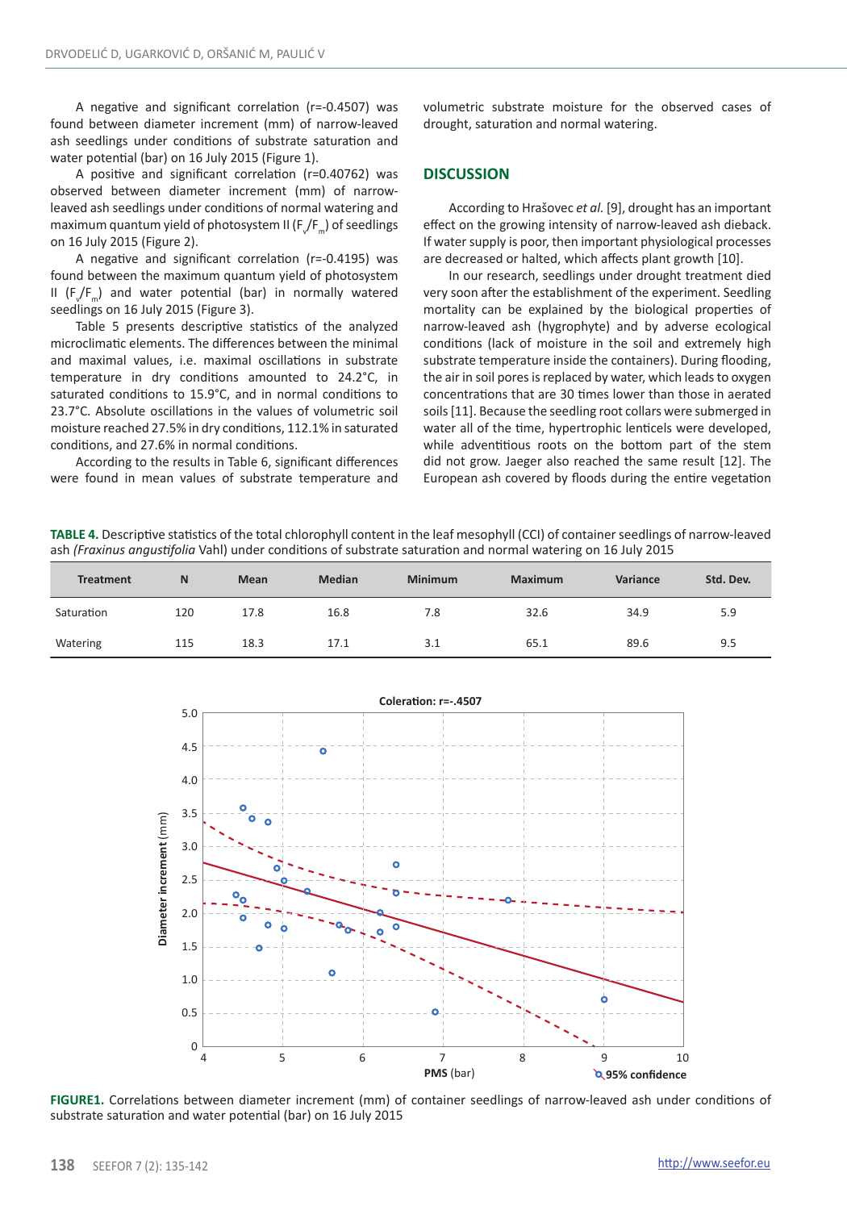A negative and significant correlation (r=-0.4507) was found between diameter increment (mm) of narrow-leaved ash seedlings under conditions of substrate saturation and water potential (bar) on 16 July 2015 (Figure 1).

A positive and significant correlation (r=0.40762) was observed between diameter increment (mm) of narrow-leaved ash seedlings under conditions of normal watering and maximum quantum yield of photosystem II ($F_v/F_m$) of seedlings on 16 July 2015 (Figure 2).

A negative and significant correlation (r=-0.4195) was found between the maximum quantum yield of photosystem II ($F_v/F_m$) and water potential (bar) in normally watered seedlings on 16 July 2015 (Figure 3).

Table 5 presents descriptive statistics of the analyzed microclimatic elements. The differences between the minimal and maximal values, i.e. maximal oscillations in substrate temperature in dry conditions amounted to 24.2°C, in saturated conditions to 15.9°C, and in normal conditions to 23.7°C. Absolute oscillations in the values of volumetric soil moisture reached 27.5% in dry conditions, 112.1% in saturated conditions, and 27.6% in normal conditions.

According to the results in Table 6, significant differences were found in mean values of substrate temperature and volumetric substrate moisture for the observed cases of drought, saturation and normal watering.

## DISCUSSION

According to Hrašovec *et al.* [9], drought has an important effect on the growing intensity of narrow-leaved ash dieback. If water supply is poor, then important physiological processes are decreased or halted, which affects plant growth [10].

In our research, seedlings under drought treatment died very soon after the establishment of the experiment. Seedling mortality can be explained by the biological properties of narrow-leaved ash (hygrophyte) and by adverse ecological conditions (lack of moisture in the soil and extremely high substrate temperature inside the containers). During flooding, the air in soil pores is replaced by water, which leads to oxygen concentrations that are 30 times lower than those in aerated soils [11]. Because the seedling root collars were submerged in water all of the time, hypertrophic lenticels were developed, while adventitious roots on the bottom part of the stem did not grow. Jaeger also reached the same result [12]. The European ash covered by floods during the entire vegetation

**TABLE 4.** Descriptive statistics of the total chlorophyll content in the leaf mesophyll (CCI) of container seedlings of narrow-leaved ash *(Fraxinus angustifolia* Vahl) under conditions of substrate saturation and normal watering on 16 July 2015

| Treatment | N | Mean | Median | Minimum | Maximum | Variance | Std. Dev. |
|---|---|---|---|---|---|---|---|
| Saturation | 120 | 17.8 | 16.8 | 7.8 | 32.6 | 34.9 | 5.9 |
| Watering | 115 | 18.3 | 17.1 | 3.1 | 65.1 | 89.6 | 9.5 |

**FIGURE1.** Correlations between diameter increment (mm) of container seedlings of narrow-leaved ash under conditions of substrate saturation and water potential (bar) on 16 July 2015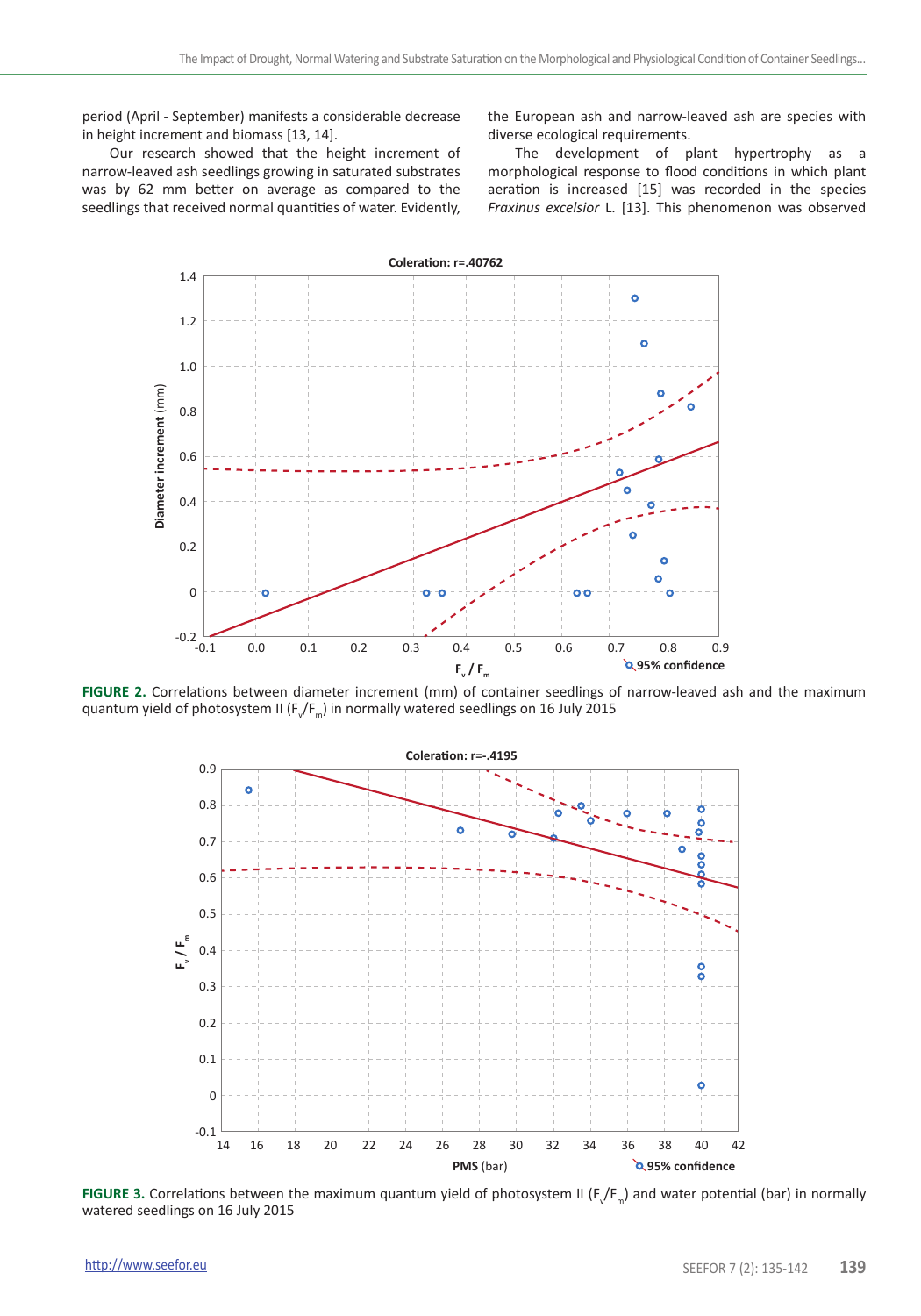period (April - September) manifests a considerable decrease in height increment and biomass [13, 14].

Our research showed that the height increment of narrow-leaved ash seedlings growing in saturated substrates was by 62 mm better on average as compared to the seedlings that received normal quantities of water. Evidently, the European ash and narrow-leaved ash are species with diverse ecological requirements.

The development of plant hypertrophy as a morphological response to flood conditions in which plant aeration is increased [15] was recorded in the species *Fraxinus excelsior* L. [13]. This phenomenon was observed

**FIGURE 2.** Correlations between diameter increment (mm) of container seedlings of narrow-leaved ash and the maximum quantum yield of photosystem II ($F_v/F_m$) in normally watered seedlings on 16 July 2015

**FIGURE 3.** Correlations between the maximum quantum yield of photosystem II ($F_v/F_m$) and water potential (bar) in normally watered seedlings on 16 July 2015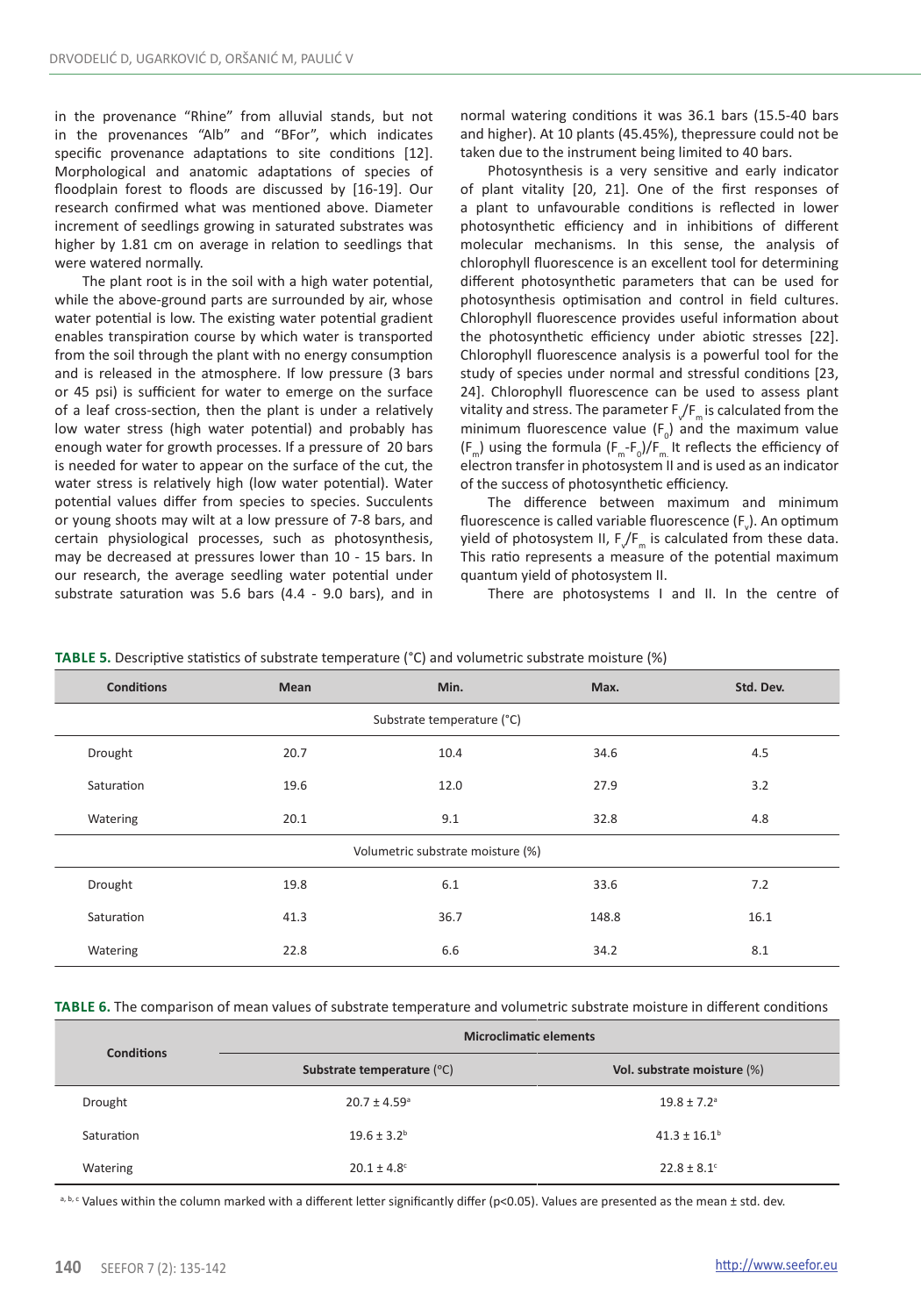in the provenance "Rhine" from alluvial stands, but not in the provenances "Alb" and "BFor", which indicates specific provenance adaptations to site conditions [12]. Morphological and anatomic adaptations of species of floodplain forest to floods are discussed by [16-19]. Our research confirmed what was mentioned above. Diameter increment of seedlings growing in saturated substrates was higher by 1.81 cm on average in relation to seedlings that were watered normally.

The plant root is in the soil with a high water potential, while the above-ground parts are surrounded by air, whose water potential is low. The existing water potential gradient enables transpiration course by which water is transported from the soil through the plant with no energy consumption and is released in the atmosphere. If low pressure (3 bars or 45 psi) is sufficient for water to emerge on the surface of a leaf cross-section, then the plant is under a relatively low water stress (high water potential) and probably has enough water for growth processes. If a pressure of 20 bars is needed for water to appear on the surface of the cut, the water stress is relatively high (low water potential). Water potential values differ from species to species. Succulents or young shoots may wilt at a low pressure of 7-8 bars, and certain physiological processes, such as photosynthesis, may be decreased at pressures lower than 10 - 15 bars. In our research, the average seedling water potential under substrate saturation was 5.6 bars (4.4 - 9.0 bars), and in normal watering conditions it was 36.1 bars (15.5-40 bars and higher). At 10 plants (45.45%), thepressure could not be taken due to the instrument being limited to 40 bars.

Photosynthesis is a very sensitive and early indicator of plant vitality [20, 21]. One of the first responses of a plant to unfavourable conditions is reflected in lower photosynthetic efficiency and in inhibitions of different molecular mechanisms. In this sense, the analysis of chlorophyll fluorescence is an excellent tool for determining different photosynthetic parameters that can be used for photosynthesis optimisation and control in field cultures. Chlorophyll fluorescence provides useful information about the photosynthetic efficiency under abiotic stresses [22]. Chlorophyll fluorescence analysis is a powerful tool for the study of species under normal and stressful conditions [23, 24]. Chlorophyll fluorescence can be used to assess plant vitality and stress. The parameter $F_v/F_m$ is calculated from the minimum fluorescence value ($F_0$) and the maximum value ($F_m$) using the formula $(F_m-F_0)/F_m$. It reflects the efficiency of electron transfer in photosystem II and is used as an indicator of the success of photosynthetic efficiency.

The difference between maximum and minimum fluorescence is called variable fluorescence ($F_v$). An optimum yield of photosystem II, $F_v/F_m$ is calculated from these data. This ratio represents a measure of the potential maximum quantum yield of photosystem II.

There are photosystems I and II. In the centre of

**TABLE 5.** Descriptive statistics of substrate temperature (°C) and volumetric substrate moisture (%)

| Conditions | Mean | Min. | Max. | Std. Dev. |
|---|---|---|---|---|
| Substrate temperature (°C) | | | | |
| Drought | 20.7 | 10.4 | 34.6 | 4.5 |
| Saturation | 19.6 | 12.0 | 27.9 | 3.2 |
| Watering | 20.1 | 9.1 | 32.8 | 4.8 |
| Volumetric substrate moisture (%) | | | | |
| Drought | 19.8 | 6.1 | 33.6 | 7.2 |
| Saturation | 41.3 | 36.7 | 148.8 | 16.1 |
| Watering | 22.8 | 6.6 | 34.2 | 8.1 |

**TABLE 6.** The comparison of mean values of substrate temperature and volumetric substrate moisture in different conditions

| Conditions | Microclimatic elements | |
|---|---|---|
| | **Substrate temperature** (°C) | **Vol. substrate moisture** (%) |
| Drought | 20.7 ± 4.59[a] | 19.8 ± 7.2[a] |
| Saturation | 19.6 ± 3.2[b] | 41.3 ± 16.1[b] |
| Watering | 20.1 ± 4.8[c] | 22.8 ± 8.1[c] |

[a, b, c] Values within the column marked with a different letter significantly differ (p<0.05). Values are presented as the mean ± std. dev.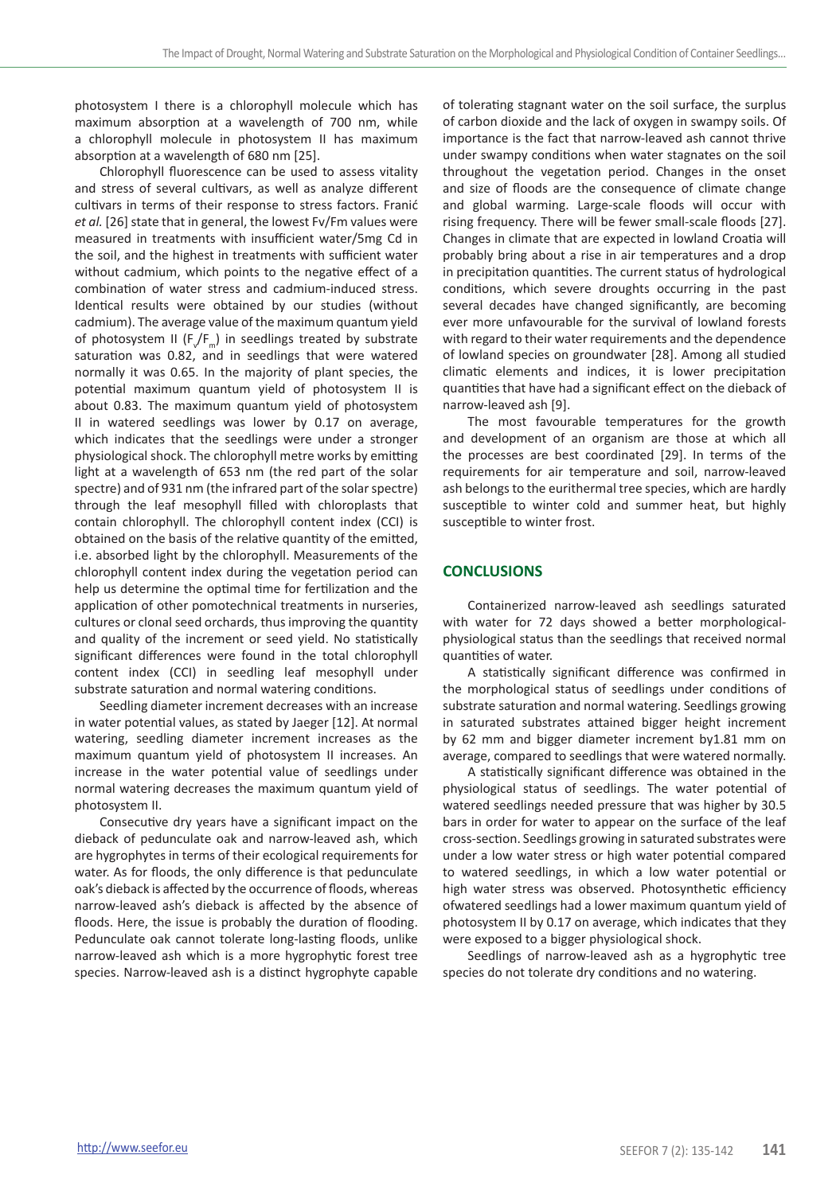photosystem I there is a chlorophyll molecule which has maximum absorption at a wavelength of 700 nm, while a chlorophyll molecule in photosystem II has maximum absorption at a wavelength of 680 nm [25].

Chlorophyll fluorescence can be used to assess vitality and stress of several cultivars, as well as analyze different cultivars in terms of their response to stress factors. Franić *et al.* [26] state that in general, the lowest Fv/Fm values were measured in treatments with insufficient water/5mg Cd in the soil, and the highest in treatments with sufficient water without cadmium, which points to the negative effect of a combination of water stress and cadmium-induced stress. Identical results were obtained by our studies (without cadmium). The average value of the maximum quantum yield of photosystem II ($F_v/F_m$) in seedlings treated by substrate saturation was 0.82, and in seedlings that were watered normally it was 0.65. In the majority of plant species, the potential maximum quantum yield of photosystem II is about 0.83. The maximum quantum yield of photosystem II in watered seedlings was lower by 0.17 on average, which indicates that the seedlings were under a stronger physiological shock. The chlorophyll metre works by emitting light at a wavelength of 653 nm (the red part of the solar spectre) and of 931 nm (the infrared part of the solar spectre) through the leaf mesophyll filled with chloroplasts that contain chlorophyll. The chlorophyll content index (CCI) is obtained on the basis of the relative quantity of the emitted, i.e. absorbed light by the chlorophyll. Measurements of the chlorophyll content index during the vegetation period can help us determine the optimal time for fertilization and the application of other pomotechnical treatments in nurseries, cultures or clonal seed orchards, thus improving the quantity and quality of the increment or seed yield. No statistically significant differences were found in the total chlorophyll content index (CCI) in seedling leaf mesophyll under substrate saturation and normal watering conditions.

Seedling diameter increment decreases with an increase in water potential values, as stated by Jaeger [12]. At normal watering, seedling diameter increment increases as the maximum quantum yield of photosystem II increases. An increase in the water potential value of seedlings under normal watering decreases the maximum quantum yield of photosystem II.

Consecutive dry years have a significant impact on the dieback of pedunculate oak and narrow-leaved ash, which are hygrophytes in terms of their ecological requirements for water. As for floods, the only difference is that pedunculate oak's dieback is affected by the occurrence of floods, whereas narrow-leaved ash's dieback is affected by the absence of floods. Here, the issue is probably the duration of flooding. Pedunculate oak cannot tolerate long-lasting floods, unlike narrow-leaved ash which is a more hygrophytic forest tree species. Narrow-leaved ash is a distinct hygrophyte capable of tolerating stagnant water on the soil surface, the surplus of carbon dioxide and the lack of oxygen in swampy soils. Of importance is the fact that narrow-leaved ash cannot thrive under swampy conditions when water stagnates on the soil throughout the vegetation period. Changes in the onset and size of floods are the consequence of climate change and global warming. Large-scale floods will occur with rising frequency. There will be fewer small-scale floods [27]. Changes in climate that are expected in lowland Croatia will probably bring about a rise in air temperatures and a drop in precipitation quantities. The current status of hydrological conditions, which severe droughts occurring in the past several decades have changed significantly, are becoming ever more unfavourable for the survival of lowland forests with regard to their water requirements and the dependence of lowland species on groundwater [28]. Among all studied climatic elements and indices, it is lower precipitation quantities that have had a significant effect on the dieback of narrow-leaved ash [9].

The most favourable temperatures for the growth and development of an organism are those at which all the processes are best coordinated [29]. In terms of the requirements for air temperature and soil, narrow-leaved ash belongs to the eurithermal tree species, which are hardly susceptible to winter cold and summer heat, but highly susceptible to winter frost.

## CONCLUSIONS

Containerized narrow-leaved ash seedlings saturated with water for 72 days showed a better morphological-physiological status than the seedlings that received normal quantities of water.

A statistically significant difference was confirmed in the morphological status of seedlings under conditions of substrate saturation and normal watering. Seedlings growing in saturated substrates attained bigger height increment by 62 mm and bigger diameter increment by1.81 mm on average, compared to seedlings that were watered normally.

A statistically significant difference was obtained in the physiological status of seedlings. The water potential of watered seedlings needed pressure that was higher by 30.5 bars in order for water to appear on the surface of the leaf cross-section. Seedlings growing in saturated substrates were under a low water stress or high water potential compared to watered seedlings, in which a low water potential or high water stress was observed. Photosynthetic efficiency ofwatered seedlings had a lower maximum quantum yield of photosystem II by 0.17 on average, which indicates that they were exposed to a bigger physiological shock.

Seedlings of narrow-leaved ash as a hygrophytic tree species do not tolerate dry conditions and no watering.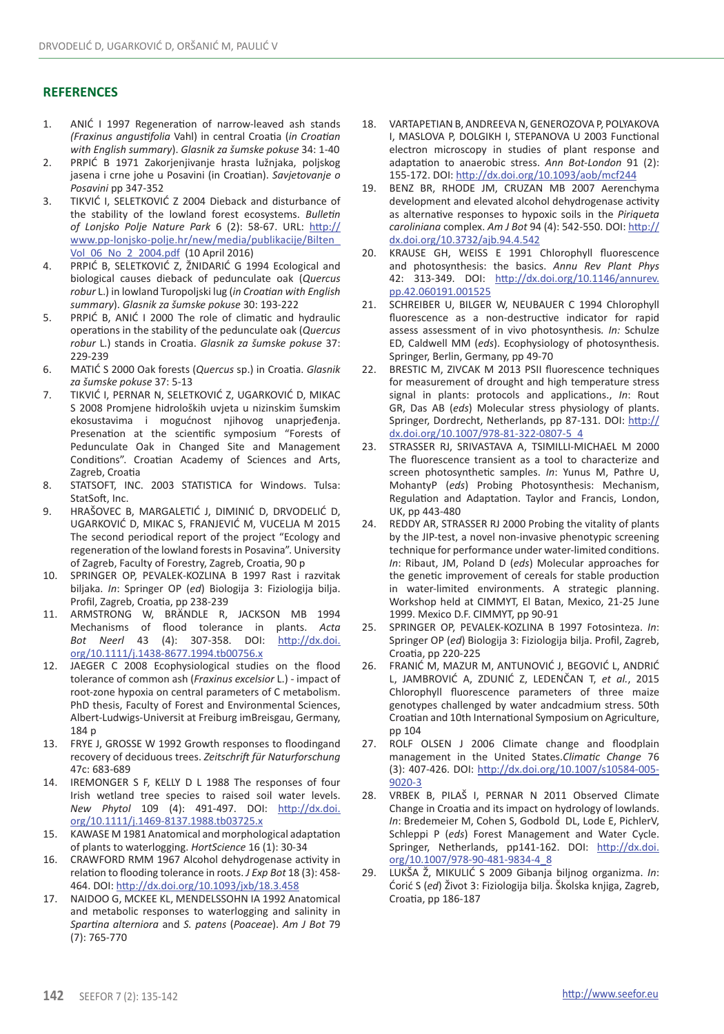## REFERENCES

1. ANIĆ I 1997 Regeneration of narrow-leaved ash stands *(Fraxinus angustifolia* Vahl) in central Croatia (*in Croatian with English summary*). *Glasnik za šumske pokuse* 34: 1-40
2. PRPIĆ B 1971 Zakorjenjivanje hrasta lužnjaka, poljskog jasena i crne johe u Posavini (in Croatian). *Savjetovanje o Posavini* pp 347-352
3. TIKVIĆ I, SELETKOVIĆ Z 2004 Dieback and disturbance of the stability of the lowland forest ecosystems. *Bulletin of Lonjsko Polje Nature Park* 6 (2): 58-67. URL: http://www.pp-lonjsko-polje.hr/new/media/publikacije/Bilten_Vol_06_No_2_2004.pdf (10 April 2016)
4. PRPIĆ B, SELETKOVIĆ Z, ŽNIDARIĆ G 1994 Ecological and biological causes dieback of pedunculate oak (*Quercus robur* L.) in lowland Turopoljski lug (*in Croatian with English summary*). *Glasnik za šumske pokuse* 30: 193-222
5. PRPIĆ B, ANIĆ I 2000 The role of climatic and hydraulic operations in the stability of the pedunculate oak (*Quercus robur* L.) stands in Croatia. *Glasnik za šumske pokuse* 37: 229-239
6. MATIĆ S 2000 Oak forests (*Quercus* sp.) in Croatia. *Glasnik za šumske pokuse* 37: 5-13
7. TIKVIĆ I, PERNAR N, SELETKOVIĆ Z, UGARKOVIĆ D, MIKAC S 2008 Promjene hidroloških uvjeta u nizinskim šumskim ekosustavima i mogućnost njihovog unaprjeđenja. Presenation at the scientific symposium "Forests of Pedunculate Oak in Changed Site and Management Conditions". Croatian Academy of Sciences and Arts, Zagreb, Croatia
8. STATSOFT, INC. 2003 STATISTICA for Windows. Tulsa: StatSoft, Inc.
9. HRAŠOVEC B, MARGALETIĆ J, DIMINIĆ D, DRVODELIĆ D, UGARKOVIĆ D, MIKAC S, FRANJEVIĆ M, VUCELJA M 2015 The second periodical report of the project "Ecology and regeneration of the lowland forests in Posavina". University of Zagreb, Faculty of Forestry, Zagreb, Croatia, 90 p
10. SPRINGER OP, PEVALEK-KOZLINA B 1997 Rast i razvitak biljaka. *In*: Springer OP (*ed*) Biologija 3: Fiziologija bilja. Profil, Zagreb, Croatia, pp 238-239
11. ARMSTRONG W, BRÄNDLE R, JACKSON MB 1994 Mechanisms of flood tolerance in plants. *Acta Bot Neerl* 43 (4): 307-358. DOI: http://dx.doi.org/10.1111/j.1438-8677.1994.tb00756.x
12. JAEGER C 2008 Ecophysiological studies on the flood tolerance of common ash (*Fraxinus excelsior* L.) - impact of root-zone hypoxia on central parameters of C metabolism. PhD thesis, Faculty of Forest and Environmental Sciences, Albert-Ludwigs-Universit at Freiburg imBreisgau, Germany, 184 p
13. FRYE J, GROSSE W 1992 Growth responses to floodingand recovery of deciduous trees. *Zeitschrift für Naturforschung* 47c: 683-689
14. IREMONGER S F, KELLY D L 1988 The responses of four Irish wetland tree species to raised soil water levels. *New Phytol* 109 (4): 491-497. DOI: http://dx.doi.org/10.1111/j.1469-8137.1988.tb03725.x
15. KAWASE M 1981 Anatomical and morphological adaptation of plants to waterlogging. *HortScience* 16 (1): 30-34
16. CRAWFORD RMM 1967 Alcohol dehydrogenase activity in relation to flooding tolerance in roots. *J Exp Bot* 18 (3): 458-464. DOI: http://dx.doi.org/10.1093/jxb/18.3.458
17. NAIDOO G, MCKEE KL, MENDELSSOHN IA 1992 Anatomical and metabolic responses to waterlogging and salinity in *Spartina alterniora* and *S. patens* (*Poaceae*). *Am J Bot* 79 (7): 765-770
18. VARTAPETIAN B, ANDREEVA N, GENEROZOVA P, POLYAKOVA I, MASLOVA P, DOLGIKH I, STEPANOVA U 2003 Functional electron microscopy in studies of plant response and adaptation to anaerobic stress. *Ann Bot-London* 91 (2): 155-172. DOI: http://dx.doi.org/10.1093/aob/mcf244
19. BENZ BR, RHODE JM, CRUZAN MB 2007 Aerenchyma development and elevated alcohol dehydrogenase activity as alternative responses to hypoxic soils in the *Piriqueta caroliniana* complex. *Am J Bot* 94 (4): 542-550. DOI: http://dx.doi.org/10.3732/ajb.94.4.542
20. KRAUSE GH, WEISS E 1991 Chlorophyll fluorescence and photosynthesis: the basics. *Annu Rev Plant Phys* 42: 313-349. DOI: http://dx.doi.org/10.1146/annurev.pp.42.060191.001525
21. SCHREIBER U, BILGER W, NEUBAUER C 1994 Chlorophyll fluorescence as a non-destructive indicator for rapid assess assessment of in vivo photosynthesis. *In:* Schulze ED, Caldwell MM (*eds*). Ecophysiology of photosynthesis. Springer, Berlin, Germany, pp 49-70
22. BRESTIC M, ZIVCAK M 2013 PSII fluorescence techniques for measurement of drought and high temperature stress signal in plants: protocols and applications., *In*: Rout GR, Das AB (*eds*) Molecular stress physiology of plants. Springer, Dordrecht, Netherlands, pp 87-131. DOI: http://dx.doi.org/10.1007/978-81-322-0807-5_4
23. STRASSER RJ, SRIVASTAVA A, TSIMILLI-MICHAEL M 2000 The fluorescence transient as a tool to characterize and screen photosynthetic samples. *In*: Yunus M, Pathre U, MohantyP (*eds*) Probing Photosynthesis: Mechanism, Regulation and Adaptation. Taylor and Francis, London, UK, pp 443-480
24. REDDY AR, STRASSER RJ 2000 Probing the vitality of plants by the JIP-test, a novel non-invasive phenotypic screening technique for performance under water-limited conditions. *In*: Ribaut, JM, Poland D (*eds*) Molecular approaches for the genetic improvement of cereals for stable production in water-limited environments. A strategic planning. Workshop held at CIMMYT, El Batan, Mexico, 21-25 June 1999. Mexico D.F. CIMMYT, pp 90-91
25. SPRINGER OP, PEVALEK-KOZLINA B 1997 Fotosinteza. *In*: Springer OP (*ed*) Biologija 3: Fiziologija bilja. Profil, Zagreb, Croatia, pp 220-225
26. FRANIĆ M, MAZUR M, ANTUNOVIĆ J, BEGOVIĆ L, ANDRIĆ L, JAMBROVIĆ A, ZDUNIĆ Z, LEDENČAN T, *et al.*, 2015 Chlorophyll fluorescence parameters of three maize genotypes challenged by water andcadmium stress. 50th Croatian and 10th International Symposium on Agriculture, pp 104
27. ROLF OLSEN J 2006 Climate change and floodplain management in the United States.*Climatic Change* 76 (3): 407-426. DOI: http://dx.doi.org/10.1007/s10584-005-9020-3
28. VRBEK B, PILAŠ I, PERNAR N 2011 Observed Climate Change in Croatia and its impact on hydrology of lowlands. *In*: Bredemeier M, Cohen S, Godbold DL, Lode E, PichlerV, Schleppi P (*eds*) Forest Management and Water Cycle. Springer, Netherlands, pp141-162. DOI: http://dx.doi.org/10.1007/978-90-481-9834-4_8
29. LUKŠA Ž, MIKULIĆ S 2009 Gibanja biljnog organizma. *In*: Ćorić S (*ed*) Život 3: Fiziologija bilja. Školska knjiga, Zagreb, Croatia, pp 186-187